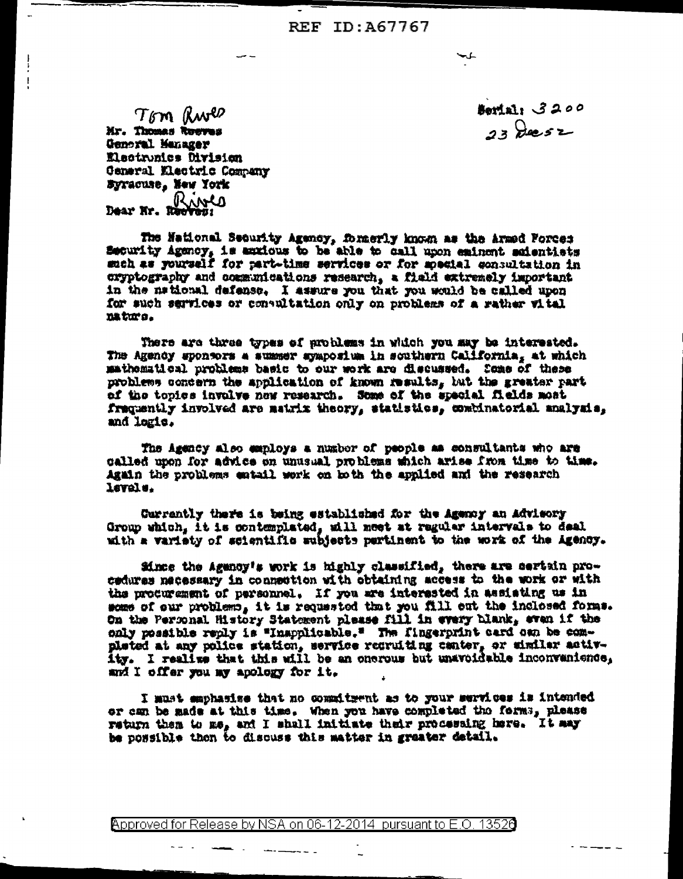REF ID:A67767

Tom Rives

Mr. Thomas Reeves
General Manager
Electronics Division
General Electric Company
Syracuse, New York

Serial: 3200
23 Dec 52

Dear Mr. ~~Reeves~~ Rives:

The National Security Agency, formerly known as the Armed Forces Security Agency, is anxious to be able to call upon eminent scientists such as yourself for part-time services or for special consultation in cryptography and communications research, a field extremely important in the national defense. I assure you that you would be called upon for such services or consultation only on problems of a rather vital nature.

There are three types of problems in which you may be interested. The Agency sponsors a summer symposium in southern California, at which mathematical problems basic to our work are discussed. Some of these problems concern the application of known results, but the greater part of the topics involve new research. Some of the special fields most frequently involved are matrix theory, statistics, combinatorial analysis, and logic.

The Agency also employs a number of people as consultants who are called upon for advice on unusual problems which arise from time to time. Again the problems entail work on both the applied and the research levels.

Currently there is being established for the Agency an Advisory Group which, it is contemplated, will meet at regular intervals to deal with a variety of scientific subjects pertinent to the work of the Agency.

Since the Agency's work is highly classified, there are certain procedures necessary in connection with obtaining access to the work or with the procurement of personnel. If you are interested in assisting us in some of our problems, it is requested that you fill out the inclosed forms. On the Personal History Statement please fill in every blank, even if the only possible reply is "Inapplicable." The fingerprint card can be completed at any police station, service recruiting center, or similar activity. I realize that this will be an onerous but unavoidable inconvenience, and I offer you my apology for it.

I must emphasize that no commitment as to your services is intended or can be made at this time. When you have completed the forms, please return them to me, and I shall initiate their processing here. It may be possible then to discuss this matter in greater detail.

Approved for Release by NSA on 06-12-2014 pursuant to E.O. 13526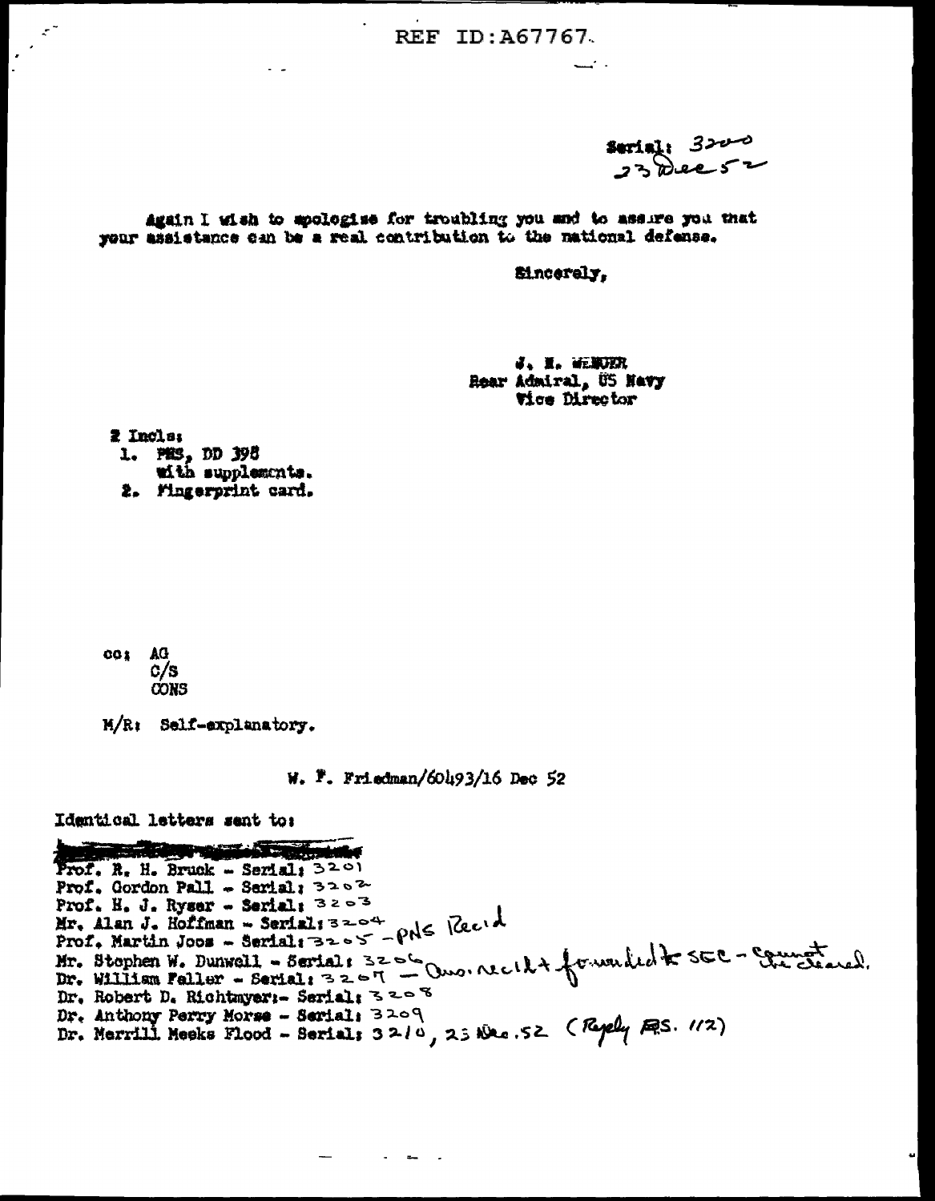REF ID:A67767

Serial: 3200
23 Dec 52

Again I wish to apologize for troubling you and to assure you that your assistance can be a real contribution to the national defense.

Sincerely,

J. N. WENGER
Rear Admiral, US Navy
Vice Director

2 Incls:
1. PHS, DD 398
with supplements.
2. Fingerprint card.

cc: AG
C/S
CONS

M/R: Self-explanatory.

W. F. Friedman/60493/16 Dec 52

Identical letters sent to:

Prof. R. H. Bruck - Serial: 3201
Prof. Gordon Pall - Serial: 3202
Prof. H. J. Ryser - Serial: 3203
Mr. Alan J. Hoffman - Serial: 3204 PNS Rec'd
Prof. Martin Joos - Serial: 3205
Mr. Stephen W. Dunwell - Serial: 3206 Ans. rec'd + forwarded to SEC - cannot be cleared.
Dr. William Feller - Serial: 3207
Dr. Robert D. Richtmyer: - Serial: 3208
Dr. Anthony Perry Morse - Serial: 3209
Dr. Merrill Meeks Flood - Serial: 3210, 25 Dec. 52 (Reply P.S. 112)